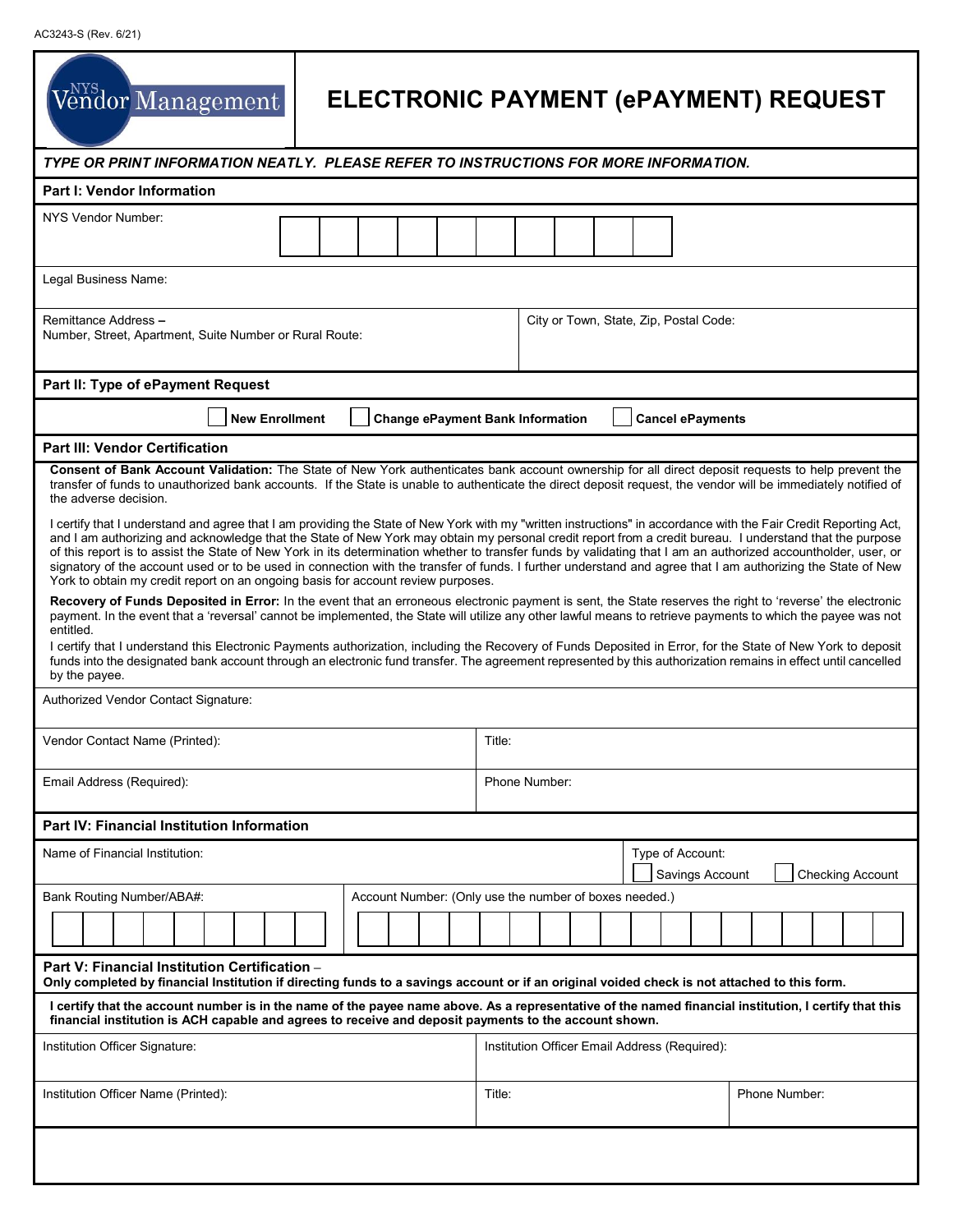AC3243-S (Rev. 6/21)

NYS Vendor Management

# ELECTRONIC PAYMENT (ePAYMENT) REQUEST

***TYPE OR PRINT INFORMATION NEATLY. PLEASE REFER TO INSTRUCTIONS FOR MORE INFORMATION.***

## Part I: Vendor Information

NYS Vendor Number:

| | | | | | | | | | |
|---|---|---|---|---|---|---|---|---|---|
| | | | | | | | | | |

Legal Business Name:

| Remittance Address – Number, Street, Apartment, Suite Number or Rural Route: | City or Town, State, Zip, Postal Code: |
|---|---|
| | |

## Part II: Type of ePayment Request

☐ **New Enrollment** ☐ **Change ePayment Bank Information** ☐ **Cancel ePayments**

## Part III: Vendor Certification

**Consent of Bank Account Validation:** The State of New York authenticates bank account ownership for all direct deposit requests to help prevent the transfer of funds to unauthorized bank accounts. If the State is unable to authenticate the direct deposit request, the vendor will be immediately notified of the adverse decision.

I certify that I understand and agree that I am providing the State of New York with my "written instructions" in accordance with the Fair Credit Reporting Act, and I am authorizing and acknowledge that the State of New York may obtain my personal credit report from a credit bureau. I understand that the purpose of this report is to assist the State of New York in its determination whether to transfer funds by validating that I am an authorized accountholder, user, or signatory of the account used or to be used in connection with the transfer of funds. I further understand and agree that I am authorizing the State of New York to obtain my credit report on an ongoing basis for account review purposes.

**Recovery of Funds Deposited in Error:** In the event that an erroneous electronic payment is sent, the State reserves the right to 'reverse' the electronic payment. In the event that a 'reversal' cannot be implemented, the State will utilize any other lawful means to retrieve payments to which the payee was not entitled.

I certify that I understand this Electronic Payments authorization, including the Recovery of Funds Deposited in Error, for the State of New York to deposit funds into the designated bank account through an electronic fund transfer. The agreement represented by this authorization remains in effect until cancelled by the payee.

Authorized Vendor Contact Signature:

| Vendor Contact Name (Printed): | Title: |
|---|---|
| **Email Address (Required):** | **Phone Number:** |

## Part IV: Financial Institution Information

| Name of Financial Institution: | Type of Account: ☐ Savings Account ☐ Checking Account |
|---|---|
| | |

| Bank Routing Number/ABA#: | Account Number: (Only use the number of boxes needed.) |
|---|---|
| | |

## Part V: Financial Institution Certification –

**Only completed by financial Institution if directing funds to a savings account or if an original voided check is not attached to this form.**

**I certify that the account number is in the name of the payee name above. As a representative of the named financial institution, I certify that this financial institution is ACH capable and agrees to receive and deposit payments to the account shown.**

| Institution Officer Signature: | Institution Officer Email Address (Required): | |
|---|---|---|
| **Institution Officer Name (Printed):** | **Title:** | **Phone Number:** |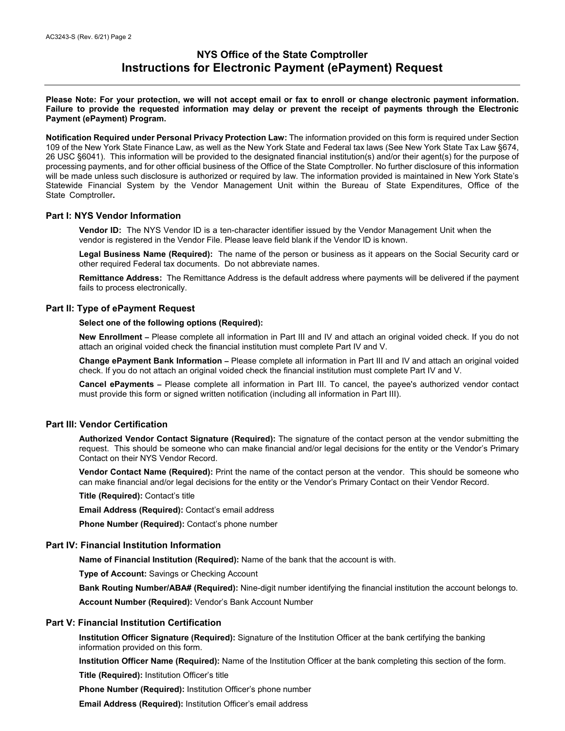## NYS Office of the State Comptroller

# Instructions for Electronic Payment (ePayment) Request

**Please Note: For your protection, we will not accept email or fax to enroll or change electronic payment information. Failure to provide the requested information may delay or prevent the receipt of payments through the Electronic Payment (ePayment) Program.**

**Notification Required under Personal Privacy Protection Law:** The information provided on this form is required under Section 109 of the New York State Finance Law, as well as the New York State and Federal tax laws (See New York State Tax Law §674, 26 USC §6041). This information will be provided to the designated financial institution(s) and/or their agent(s) for the purpose of processing payments, and for other official business of the Office of the State Comptroller. No further disclosure of this information will be made unless such disclosure is authorized or required by law. The information provided is maintained in New York State's Statewide Financial System by the Vendor Management Unit within the Bureau of State Expenditures, Office of the State Comptroller**.**

### Part I: NYS Vendor Information

**Vendor ID:** The NYS Vendor ID is a ten-character identifier issued by the Vendor Management Unit when the vendor is registered in the Vendor File. Please leave field blank if the Vendor ID is known.

**Legal Business Name (Required):** The name of the person or business as it appears on the Social Security card or other required Federal tax documents. Do not abbreviate names.

**Remittance Address:** The Remittance Address is the default address where payments will be delivered if the payment fails to process electronically.

### Part II: Type of ePayment Request

**Select one of the following options (Required):**

**New Enrollment –** Please complete all information in Part III and IV and attach an original voided check. If you do not attach an original voided check the financial institution must complete Part IV and V.

**Change ePayment Bank Information –** Please complete all information in Part III and IV and attach an original voided check. If you do not attach an original voided check the financial institution must complete Part IV and V.

**Cancel ePayments –** Please complete all information in Part III. To cancel, the payee's authorized vendor contact must provide this form or signed written notification (including all information in Part III).

### Part III: Vendor Certification

**Authorized Vendor Contact Signature (Required):** The signature of the contact person at the vendor submitting the request. This should be someone who can make financial and/or legal decisions for the entity or the Vendor's Primary Contact on their NYS Vendor Record.

**Vendor Contact Name (Required):** Print the name of the contact person at the vendor. This should be someone who can make financial and/or legal decisions for the entity or the Vendor's Primary Contact on their Vendor Record.

**Title (Required):** Contact's title

**Email Address (Required):** Contact's email address

**Phone Number (Required):** Contact's phone number

### Part IV: Financial Institution Information

**Name of Financial Institution (Required):** Name of the bank that the account is with.

**Type of Account:** Savings or Checking Account

**Bank Routing Number/ABA# (Required):** Nine-digit number identifying the financial institution the account belongs to.

**Account Number (Required):** Vendor's Bank Account Number

### Part V: Financial Institution Certification

**Institution Officer Signature (Required):** Signature of the Institution Officer at the bank certifying the banking information provided on this form.

**Institution Officer Name (Required):** Name of the Institution Officer at the bank completing this section of the form.

**Title (Required):** Institution Officer's title

**Phone Number (Required):** Institution Officer's phone number

**Email Address (Required):** Institution Officer's email address